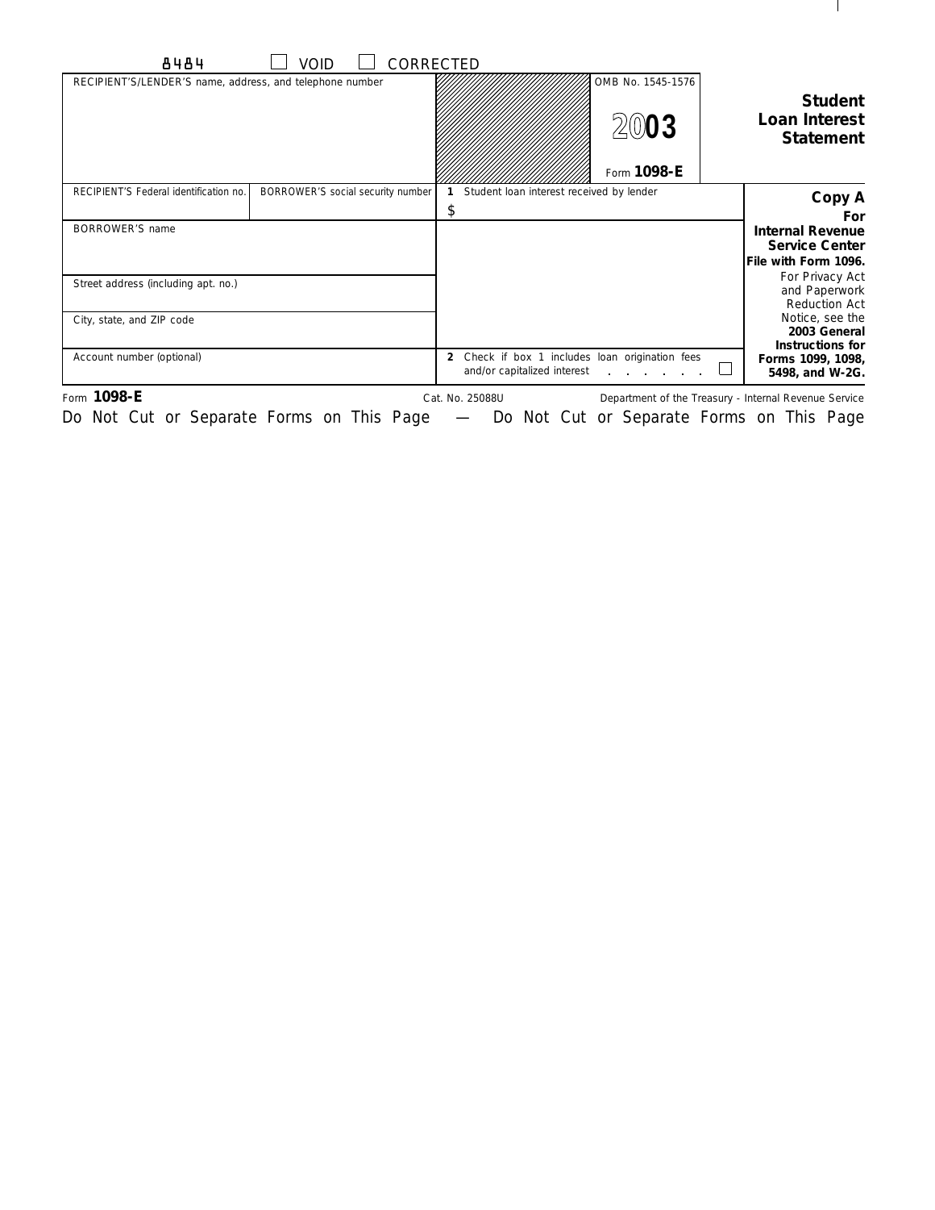8484 ☐ VOID ☐ CORRECTED

| RECIPIENT'S/LENDER'S name, address, and telephone number | | OMB No. 1545-1576<br><br>2003<br><br>Form **1098-E** | **Student Loan Interest Statement** |
|---|---|---|---|
| RECIPIENT'S Federal identification no. | BORROWER'S social security number | 1 Student loan interest received by lender<br>$ | **Copy A For Internal Revenue Service Center** |
| BORROWER'S name | | | **File with Form 1096.** |
| Street address (including apt. no.) | | | For Privacy Act and Paperwork Reduction Act Notice, see the **2003 General Instructions for Forms 1099, 1098, 5498, and W-2G.** |
| City, state, and ZIP code | | | |
| Account number (optional) | | 2 Check if box 1 includes loan origination fees and/or capitalized interest . . . . . . . ☐ | |

Form **1098-E** Cat. No. 25088U Department of the Treasury - Internal Revenue Service

Do Not Cut or Separate Forms on This Page — Do Not Cut or Separate Forms on This Page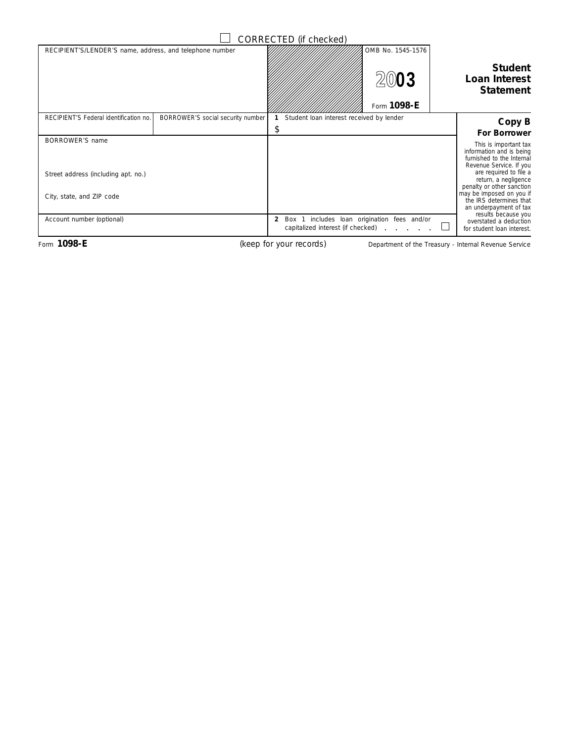☐ CORRECTED (if checked)

| RECIPIENT'S/LENDER'S name, address, and telephone number | | OMB No. 1545-1576<br><br>**2003**<br><br>Form **1098-E** | **Student Loan Interest Statement** |
|---|---|---|---|
| RECIPIENT'S Federal identification no. | BORROWER'S social security number | **1** Student loan interest received by lender<br>$ | **Copy B**<br>**For Borrower** |
| BORROWER'S name<br><br>Street address (including apt. no.)<br><br>City, state, and ZIP code | | | This is important tax information and is being furnished to the Internal Revenue Service. If you are required to file a return, a negligence penalty or other sanction may be imposed on you if the IRS determines that an underpayment of tax results because you overstated a deduction for student loan interest. |
| Account number (optional) | | **2** Box 1 includes loan origination fees and/or capitalized interest (if checked) . . . . . ☐ | |

Form **1098-E** (keep for your records) Department of the Treasury - Internal Revenue Service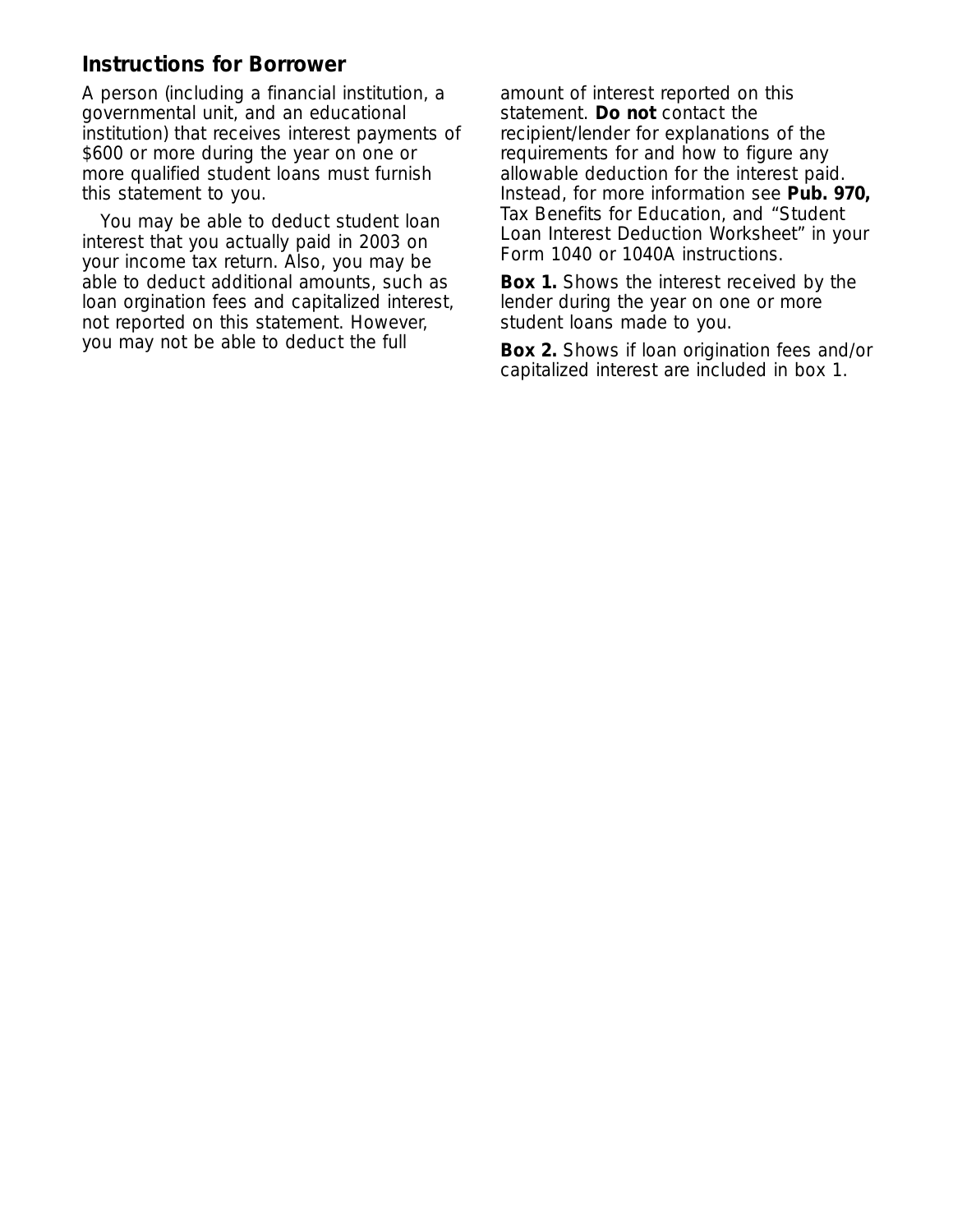## Instructions for Borrower

A person (including a financial institution, a governmental unit, and an educational institution) that receives interest payments of $600 or more during the year on one or more qualified student loans must furnish this statement to you.

You may be able to deduct student loan interest that you actually paid in 2003 on your income tax return. Also, you may be able to deduct additional amounts, such as loan orgination fees and capitalized interest, not reported on this statement. However, you may not be able to deduct the full amount of interest reported on this statement. **Do not** contact the recipient/lender for explanations of the requirements for and how to figure any allowable deduction for the interest paid. Instead, for more information see **Pub. 970,** Tax Benefits for Education, and "Student Loan Interest Deduction Worksheet" in your Form 1040 or 1040A instructions.

**Box 1.** Shows the interest received by the lender during the year on one or more student loans made to you.

**Box 2.** Shows if loan origination fees and/or capitalized interest are included in box 1.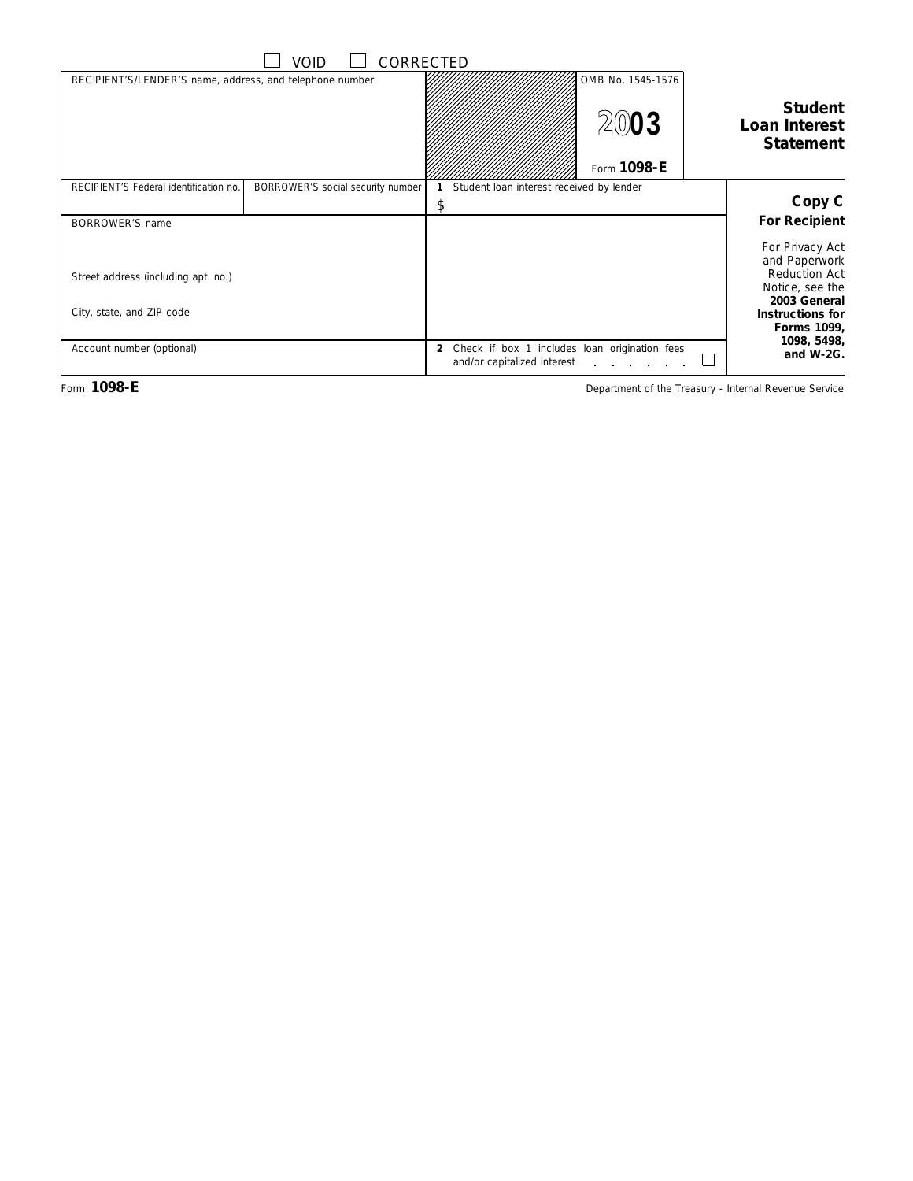☐ VOID ☐ CORRECTED

| RECIPIENT'S/LENDER'S name, address, and telephone number | | OMB No. 1545-1576<br><br>**2003**<br><br>Form **1098-E** | **Student Loan Interest Statement** |
|---|---|---|---|
| RECIPIENT'S Federal identification no. | BORROWER'S social security number | **1** Student loan interest received by lender<br>$ | **Copy C**<br>**For Recipient** |
| BORROWER'S name<br><br>Street address (including apt. no.)<br><br>City, state, and ZIP code | | | For Privacy Act and Paperwork Reduction Act Notice, see the **2003 General Instructions for Forms 1099, 1098, 5498, and W-2G.** |
| Account number (optional) | | **2** Check if box 1 includes loan origination fees and/or capitalized interest . . . . . . ☐ | |

Form **1098-E** Department of the Treasury - Internal Revenue Service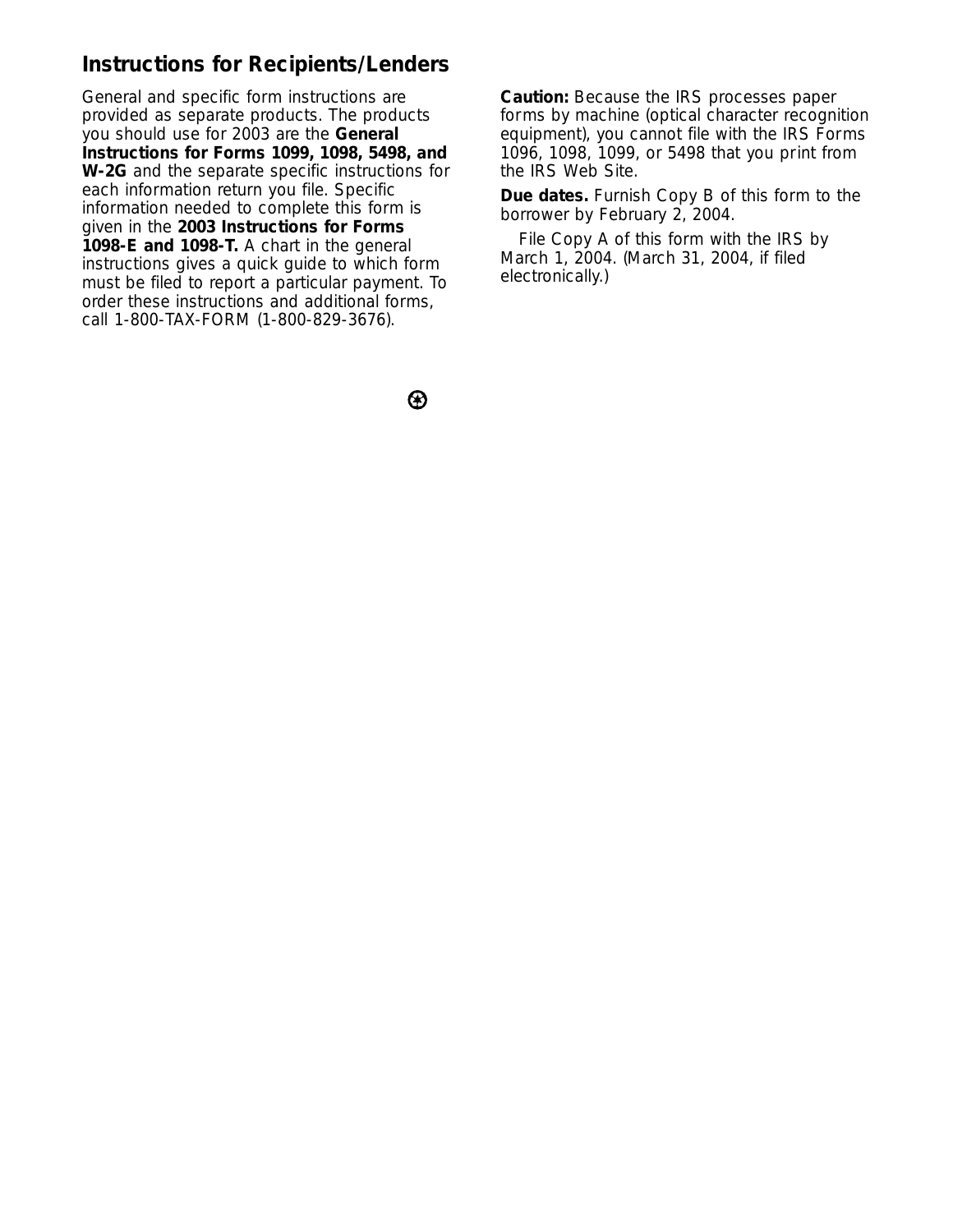## Instructions for Recipients/Lenders

General and specific form instructions are provided as separate products. The products you should use for 2003 are the **General Instructions for Forms 1099, 1098, 5498, and W-2G** and the separate specific instructions for each information return you file. Specific information needed to complete this form is given in the **2003 Instructions for Forms 1098-E and 1098-T.** A chart in the general instructions gives a quick guide to which form must be filed to report a particular payment. To order these instructions and additional forms, call 1-800-TAX-FORM (1-800-829-3676).

**Caution:** Because the IRS processes paper forms by machine (optical character recognition equipment), you cannot file with the IRS Forms 1096, 1098, 1099, or 5498 that you print from the IRS Web Site.

**Due dates.** Furnish Copy B of this form to the borrower by February 2, 2004.

File Copy A of this form with the IRS by March 1, 2004. (March 31, 2004, if filed electronically.)